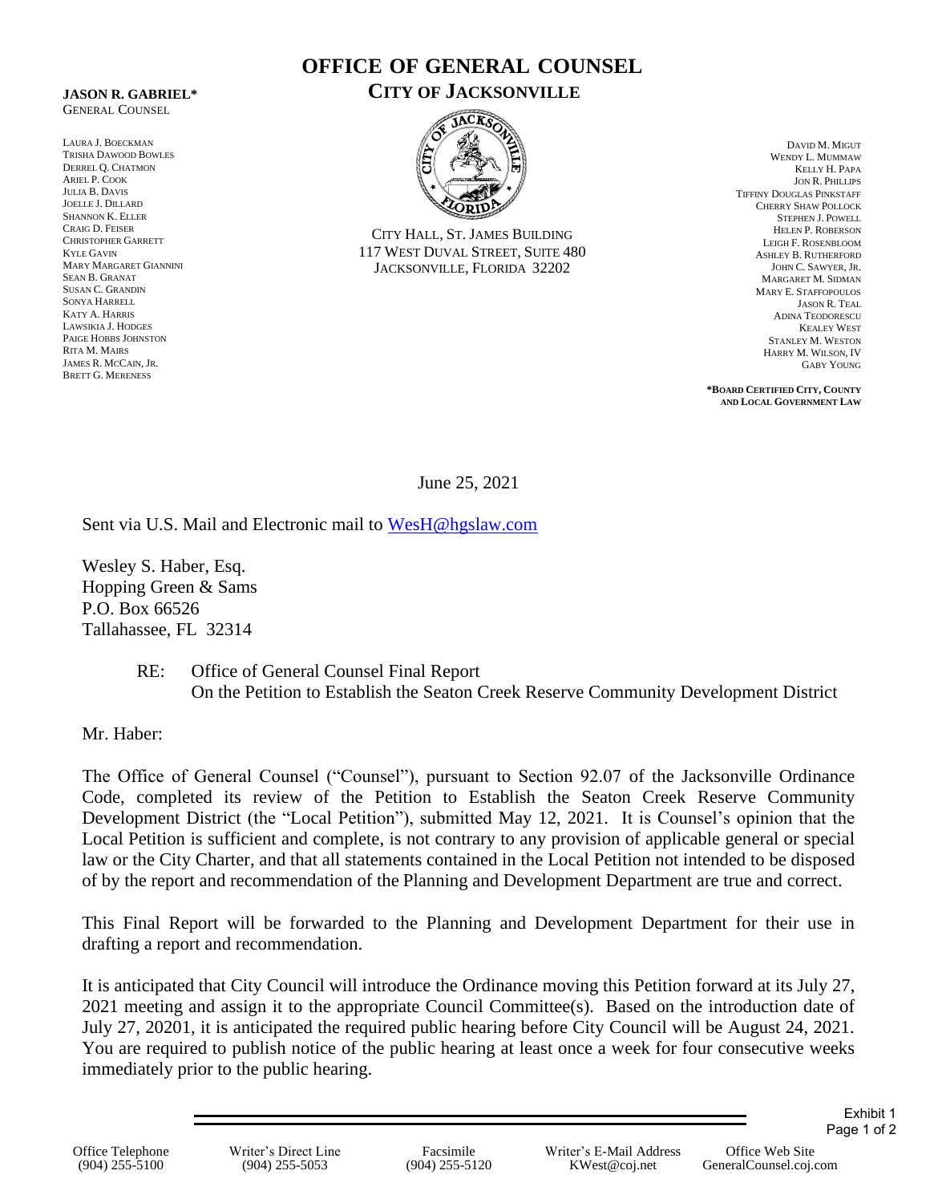# OFFICE OF GENERAL COUNSEL

## CITY OF JACKSONVILLE

**JASON R. GABRIEL***
GENERAL COUNSEL

LAURA J. BOECKMAN
TRISHA DAWOOD BOWLES
DERREL Q. CHATMON
ARIEL P. COOK
JULIA B. DAVIS
JOELLE J. DILLARD
SHANNON K. ELLER
CRAIG D. FEISER
CHRISTOPHER GARRETT
KYLE GAVIN
MARY MARGARET GIANNINI
SEAN B. GRANAT
SUSAN C. GRANDIN
SONYA HARRELL
KATY A. HARRIS
LAWSIKIA J. HODGES
PAIGE HOBBS JOHNSTON
RITA M. MAIRS
JAMES R. MCCAIN, JR.
BRETT G. MERENESS

CITY HALL, ST. JAMES BUILDING
117 WEST DUVAL STREET, SUITE 480
JACKSONVILLE, FLORIDA 32202

DAVID M. MIGUT
WENDY L. MUMMAW
KELLY H. PAPA
JON R. PHILLIPS
TIFFINY DOUGLAS PINKSTAFF
CHERRY SHAW POLLOCK
STEPHEN J. POWELL
HELEN P. ROBERSON
LEIGH F. ROSENBLOOM
ASHLEY B. RUTHERFORD
JOHN C. SAWYER, JR.
MARGARET M. SIDMAN
MARY E. STAFFOPOULOS
JASON R. TEAL
ADINA TEODORESCU
KEALEY WEST
STANLEY M. WESTON
HARRY M. WILSON, IV
GABY YOUNG

***BOARD CERTIFIED CITY, COUNTY AND LOCAL GOVERNMENT LAW**

June 25, 2021

Sent via U.S. Mail and Electronic mail to WesH@hgslaw.com

Wesley S. Haber, Esq.
Hopping Green & Sams
P.O. Box 66526
Tallahassee, FL 32314

RE: Office of General Counsel Final Report
On the Petition to Establish the Seaton Creek Reserve Community Development District

Mr. Haber:

The Office of General Counsel ("Counsel"), pursuant to Section 92.07 of the Jacksonville Ordinance Code, completed its review of the Petition to Establish the Seaton Creek Reserve Community Development District (the "Local Petition"), submitted May 12, 2021. It is Counsel's opinion that the Local Petition is sufficient and complete, is not contrary to any provision of applicable general or special law or the City Charter, and that all statements contained in the Local Petition not intended to be disposed of by the report and recommendation of the Planning and Development Department are true and correct.

This Final Report will be forwarded to the Planning and Development Department for their use in drafting a report and recommendation.

It is anticipated that City Council will introduce the Ordinance moving this Petition forward at its July 27, 2021 meeting and assign it to the appropriate Council Committee(s). Based on the introduction date of July 27, 20201, it is anticipated the required public hearing before City Council will be August 24, 2021. You are required to publish notice of the public hearing at least once a week for four consecutive weeks immediately prior to the public hearing.

Exhibit 1
Page 1 of 2

| Office Telephone | Writer's Direct Line | Facsimile | Writer's E-Mail Address | Office Web Site |
|---|---|---|---|---|
| (904) 255-5100 | (904) 255-5053 | (904) 255-5120 | KWest@coj.net | GeneralCounsel.coj.com |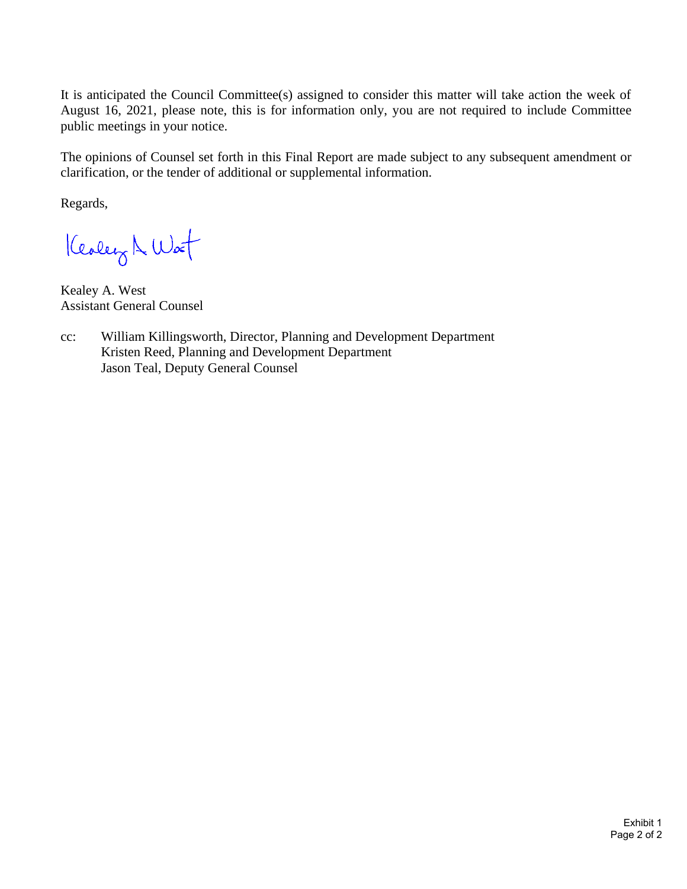It is anticipated the Council Committee(s) assigned to consider this matter will take action the week of August 16, 2021, please note, this is for information only, you are not required to include Committee public meetings in your notice.

The opinions of Counsel set forth in this Final Report are made subject to any subsequent amendment or clarification, or the tender of additional or supplemental information.

Regards,

Kealey A. West

Kealey A. West
Assistant General Counsel

cc: William Killingsworth, Director, Planning and Development Department
Kristen Reed, Planning and Development Department
Jason Teal, Deputy General Counsel

Exhibit 1